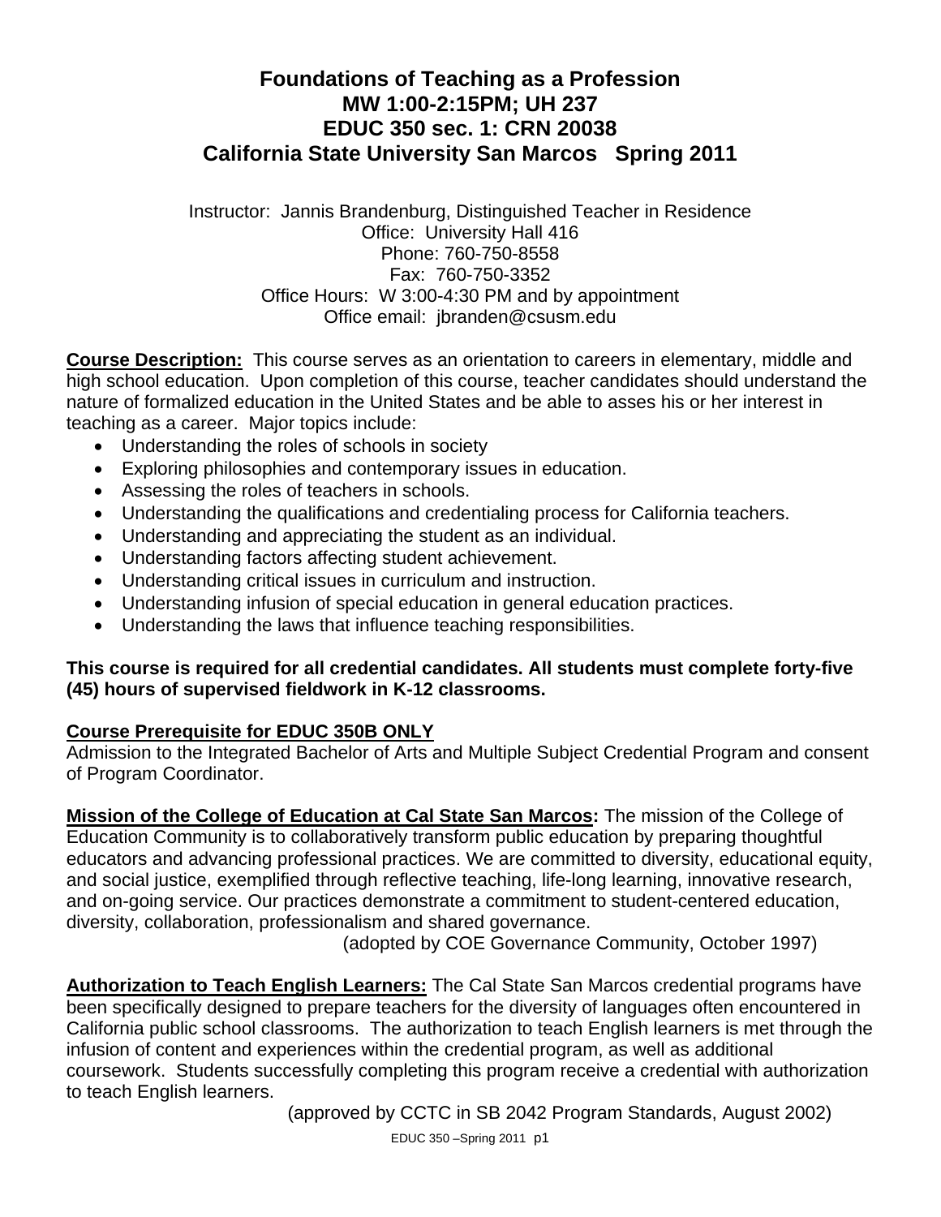# Foundations of Teaching as a Profession
# MW 1:00-2:15PM; UH 237
# EDUC 350 sec. 1: CRN 20038
# California State University San Marcos Spring 2011

Instructor: Jannis Brandenburg, Distinguished Teacher in Residence
Office: University Hall 416
Phone: 760-750-8558
Fax: 760-750-3352
Office Hours: W 3:00-4:30 PM and by appointment
Office email: jbranden@csusm.edu

**Course Description:** This course serves as an orientation to careers in elementary, middle and high school education. Upon completion of this course, teacher candidates should understand the nature of formalized education in the United States and be able to asses his or her interest in teaching as a career. Major topics include:

- Understanding the roles of schools in society
- Exploring philosophies and contemporary issues in education.
- Assessing the roles of teachers in schools.
- Understanding the qualifications and credentialing process for California teachers.
- Understanding and appreciating the student as an individual.
- Understanding factors affecting student achievement.
- Understanding critical issues in curriculum and instruction.
- Understanding infusion of special education in general education practices.
- Understanding the laws that influence teaching responsibilities.

**This course is required for all credential candidates. All students must complete forty-five (45) hours of supervised fieldwork in K-12 classrooms.**

**Course Prerequisite for EDUC 350B ONLY**
Admission to the Integrated Bachelor of Arts and Multiple Subject Credential Program and consent of Program Coordinator.

**Mission of the College of Education at Cal State San Marcos:** The mission of the College of Education Community is to collaboratively transform public education by preparing thoughtful educators and advancing professional practices. We are committed to diversity, educational equity, and social justice, exemplified through reflective teaching, life-long learning, innovative research, and on-going service. Our practices demonstrate a commitment to student-centered education, diversity, collaboration, professionalism and shared governance.
(adopted by COE Governance Community, October 1997)

**Authorization to Teach English Learners:** The Cal State San Marcos credential programs have been specifically designed to prepare teachers for the diversity of languages often encountered in California public school classrooms. The authorization to teach English learners is met through the infusion of content and experiences within the credential program, as well as additional coursework. Students successfully completing this program receive a credential with authorization to teach English learners.
(approved by CCTC in SB 2042 Program Standards, August 2002)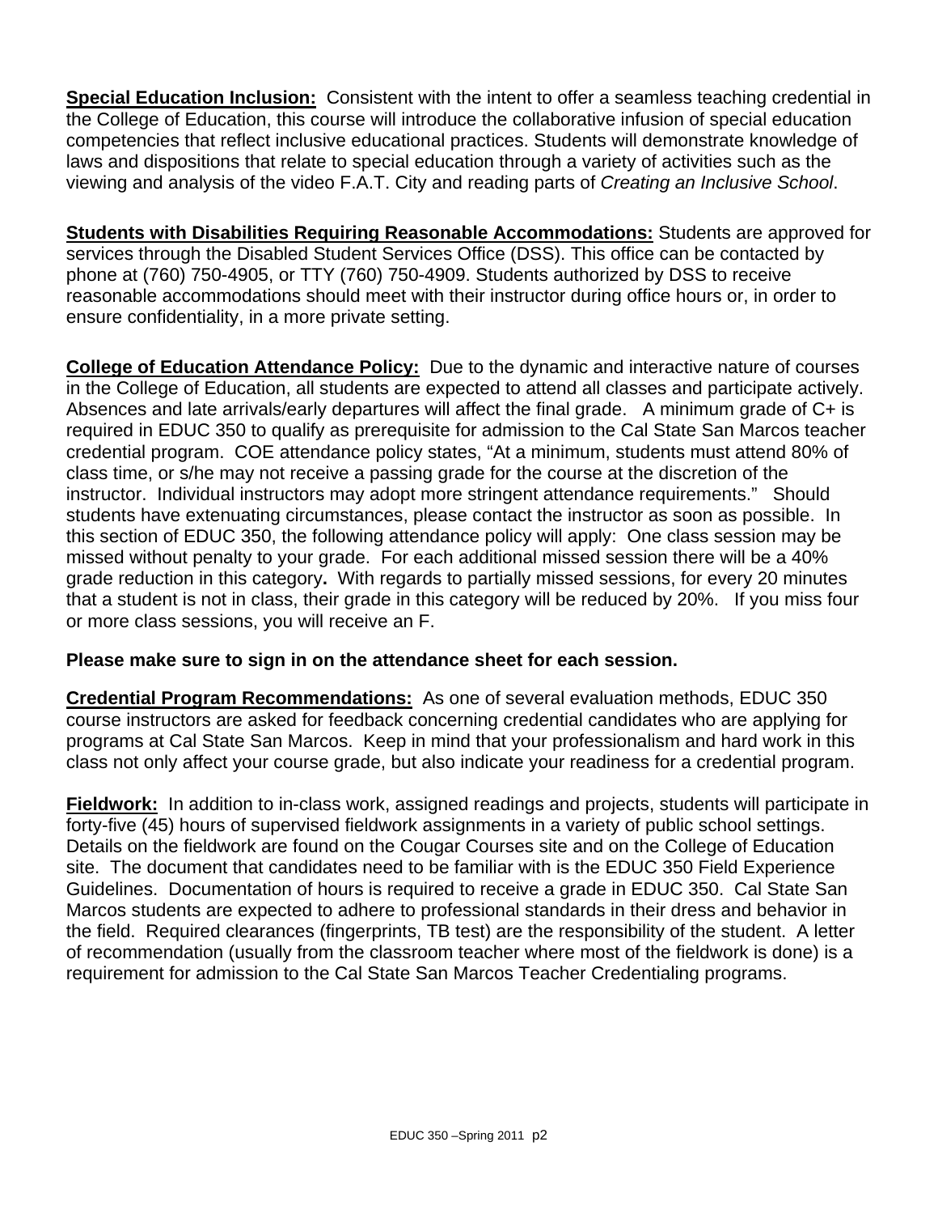**Special Education Inclusion:** Consistent with the intent to offer a seamless teaching credential in the College of Education, this course will introduce the collaborative infusion of special education competencies that reflect inclusive educational practices. Students will demonstrate knowledge of laws and dispositions that relate to special education through a variety of activities such as the viewing and analysis of the video F.A.T. City and reading parts of *Creating an Inclusive School*.

**Students with Disabilities Requiring Reasonable Accommodations:** Students are approved for services through the Disabled Student Services Office (DSS). This office can be contacted by phone at (760) 750-4905, or TTY (760) 750-4909. Students authorized by DSS to receive reasonable accommodations should meet with their instructor during office hours or, in order to ensure confidentiality, in a more private setting.

**College of Education Attendance Policy:** Due to the dynamic and interactive nature of courses in the College of Education, all students are expected to attend all classes and participate actively. Absences and late arrivals/early departures will affect the final grade. A minimum grade of C+ is required in EDUC 350 to qualify as prerequisite for admission to the Cal State San Marcos teacher credential program. COE attendance policy states, "At a minimum, students must attend 80% of class time, or s/he may not receive a passing grade for the course at the discretion of the instructor. Individual instructors may adopt more stringent attendance requirements." Should students have extenuating circumstances, please contact the instructor as soon as possible. In this section of EDUC 350, the following attendance policy will apply: One class session may be missed without penalty to your grade. For each additional missed session there will be a 40% grade reduction in this category**.** With regards to partially missed sessions, for every 20 minutes that a student is not in class, their grade in this category will be reduced by 20%. If you miss four or more class sessions, you will receive an F.

**Please make sure to sign in on the attendance sheet for each session.**

**Credential Program Recommendations:** As one of several evaluation methods, EDUC 350 course instructors are asked for feedback concerning credential candidates who are applying for programs at Cal State San Marcos. Keep in mind that your professionalism and hard work in this class not only affect your course grade, but also indicate your readiness for a credential program.

**Fieldwork:** In addition to in-class work, assigned readings and projects, students will participate in forty-five (45) hours of supervised fieldwork assignments in a variety of public school settings. Details on the fieldwork are found on the Cougar Courses site and on the College of Education site. The document that candidates need to be familiar with is the EDUC 350 Field Experience Guidelines. Documentation of hours is required to receive a grade in EDUC 350. Cal State San Marcos students are expected to adhere to professional standards in their dress and behavior in the field. Required clearances (fingerprints, TB test) are the responsibility of the student. A letter of recommendation (usually from the classroom teacher where most of the fieldwork is done) is a requirement for admission to the Cal State San Marcos Teacher Credentialing programs.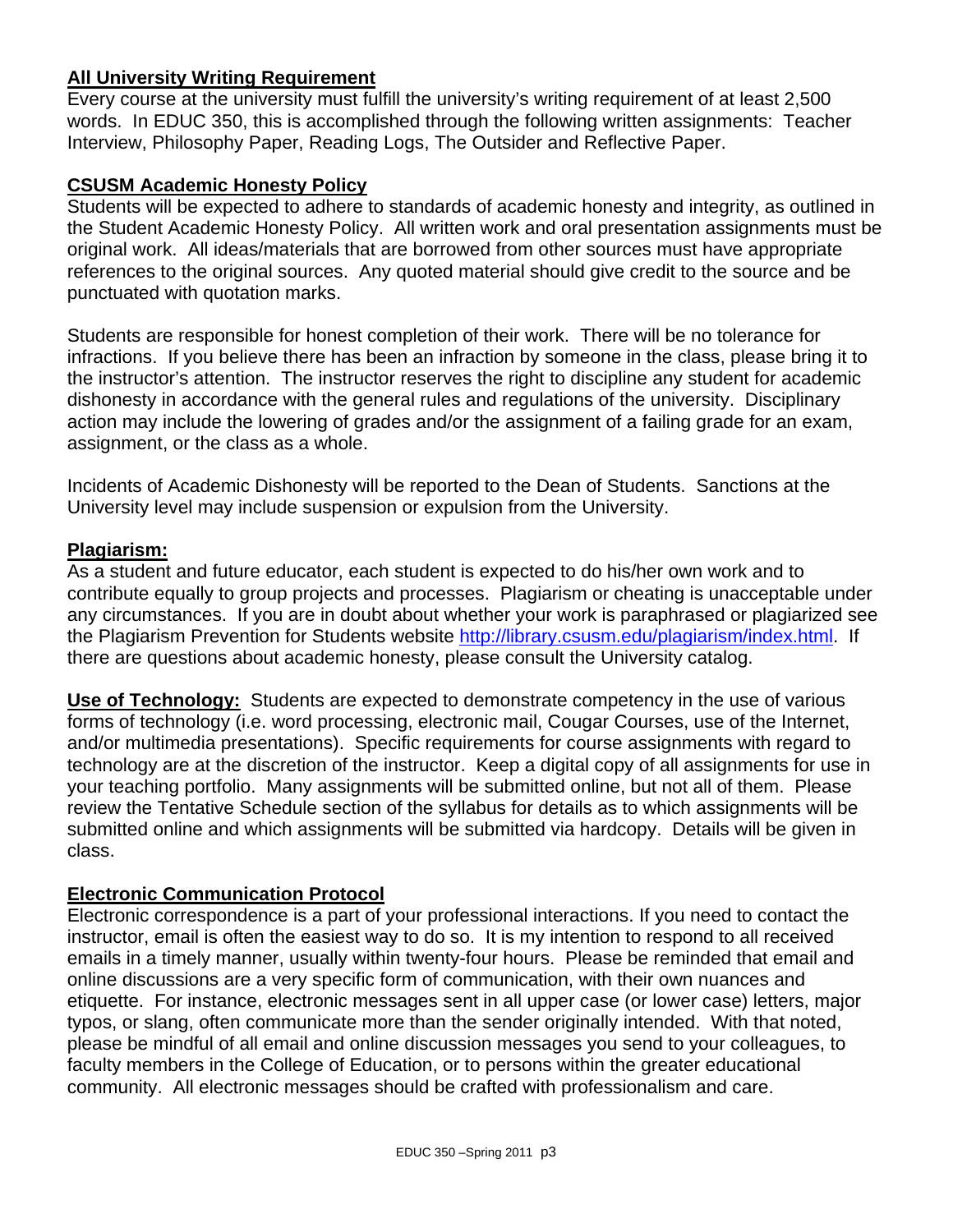## All University Writing Requirement

Every course at the university must fulfill the university's writing requirement of at least 2,500 words. In EDUC 350, this is accomplished through the following written assignments: Teacher Interview, Philosophy Paper, Reading Logs, The Outsider and Reflective Paper.

## CSUSM Academic Honesty Policy

Students will be expected to adhere to standards of academic honesty and integrity, as outlined in the Student Academic Honesty Policy. All written work and oral presentation assignments must be original work. All ideas/materials that are borrowed from other sources must have appropriate references to the original sources. Any quoted material should give credit to the source and be punctuated with quotation marks.

Students are responsible for honest completion of their work. There will be no tolerance for infractions. If you believe there has been an infraction by someone in the class, please bring it to the instructor's attention. The instructor reserves the right to discipline any student for academic dishonesty in accordance with the general rules and regulations of the university. Disciplinary action may include the lowering of grades and/or the assignment of a failing grade for an exam, assignment, or the class as a whole.

Incidents of Academic Dishonesty will be reported to the Dean of Students. Sanctions at the University level may include suspension or expulsion from the University.

## Plagiarism:

As a student and future educator, each student is expected to do his/her own work and to contribute equally to group projects and processes. Plagiarism or cheating is unacceptable under any circumstances. If you are in doubt about whether your work is paraphrased or plagiarized see the Plagiarism Prevention for Students website [http://library.csusm.edu/plagiarism/index.html](http://library.csusm.edu/plagiarism/index.html). If there are questions about academic honesty, please consult the University catalog.

**Use of Technology:** Students are expected to demonstrate competency in the use of various forms of technology (i.e. word processing, electronic mail, Cougar Courses, use of the Internet, and/or multimedia presentations). Specific requirements for course assignments with regard to technology are at the discretion of the instructor. Keep a digital copy of all assignments for use in your teaching portfolio. Many assignments will be submitted online, but not all of them. Please review the Tentative Schedule section of the syllabus for details as to which assignments will be submitted online and which assignments will be submitted via hardcopy. Details will be given in class.

## Electronic Communication Protocol

Electronic correspondence is a part of your professional interactions. If you need to contact the instructor, email is often the easiest way to do so. It is my intention to respond to all received emails in a timely manner, usually within twenty-four hours. Please be reminded that email and online discussions are a very specific form of communication, with their own nuances and etiquette. For instance, electronic messages sent in all upper case (or lower case) letters, major typos, or slang, often communicate more than the sender originally intended. With that noted, please be mindful of all email and online discussion messages you send to your colleagues, to faculty members in the College of Education, or to persons within the greater educational community. All electronic messages should be crafted with professionalism and care.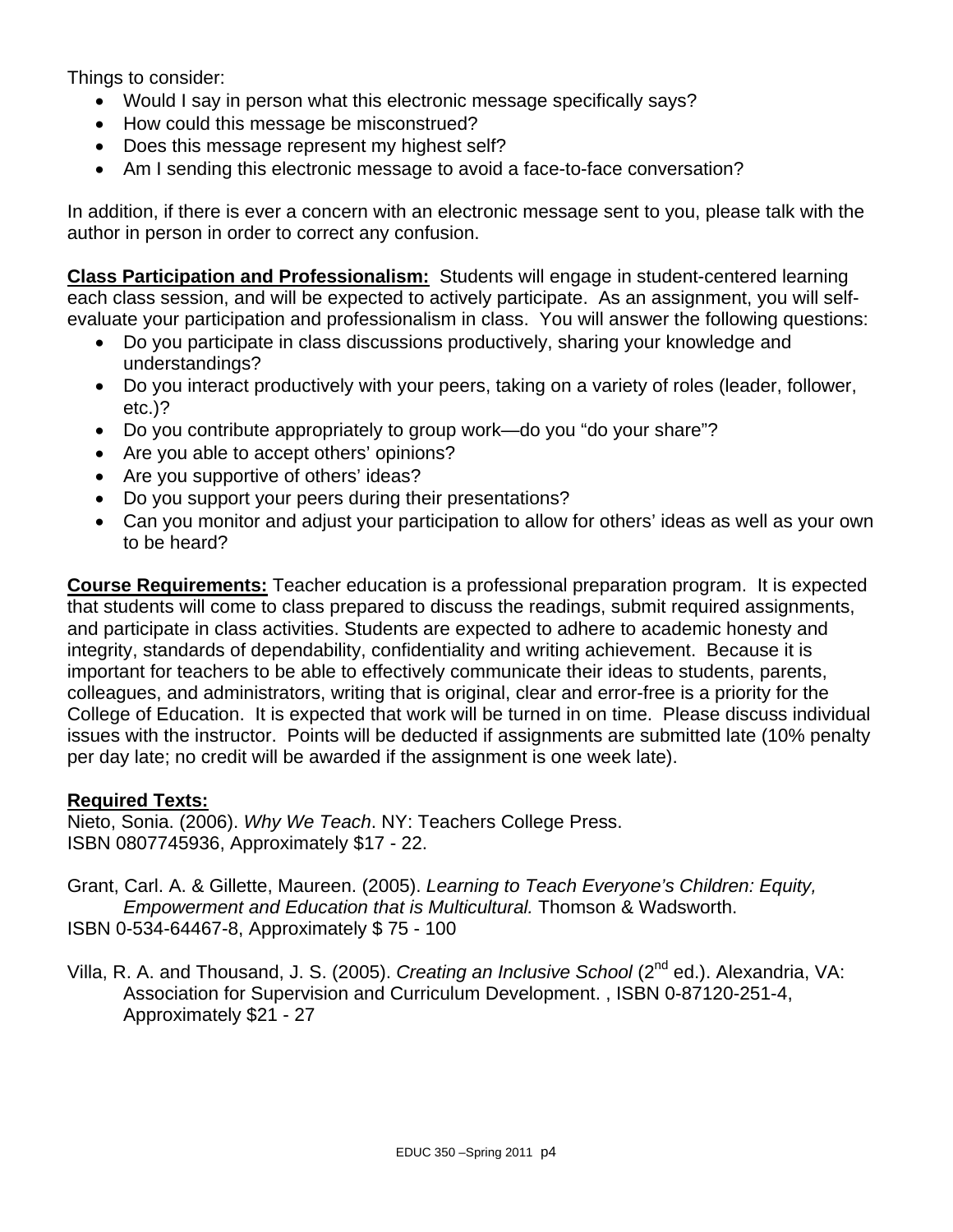Things to consider:

- Would I say in person what this electronic message specifically says?
- How could this message be misconstrued?
- Does this message represent my highest self?
- Am I sending this electronic message to avoid a face-to-face conversation?

In addition, if there is ever a concern with an electronic message sent to you, please talk with the author in person in order to correct any confusion.

**Class Participation and Professionalism:** Students will engage in student-centered learning each class session, and will be expected to actively participate. As an assignment, you will self-evaluate your participation and professionalism in class. You will answer the following questions:

- Do you participate in class discussions productively, sharing your knowledge and understandings?
- Do you interact productively with your peers, taking on a variety of roles (leader, follower, etc.)?
- Do you contribute appropriately to group work—do you "do your share"?
- Are you able to accept others' opinions?
- Are you supportive of others' ideas?
- Do you support your peers during their presentations?
- Can you monitor and adjust your participation to allow for others' ideas as well as your own to be heard?

**Course Requirements:** Teacher education is a professional preparation program. It is expected that students will come to class prepared to discuss the readings, submit required assignments, and participate in class activities. Students are expected to adhere to academic honesty and integrity, standards of dependability, confidentiality and writing achievement. Because it is important for teachers to be able to effectively communicate their ideas to students, parents, colleagues, and administrators, writing that is original, clear and error-free is a priority for the College of Education. It is expected that work will be turned in on time. Please discuss individual issues with the instructor. Points will be deducted if assignments are submitted late (10% penalty per day late; no credit will be awarded if the assignment is one week late).

**Required Texts:**

Nieto, Sonia. (2006). *Why We Teach*. NY: Teachers College Press.
ISBN 0807745936, Approximately $17 - 22.

Grant, Carl. A. & Gillette, Maureen. (2005). *Learning to Teach Everyone's Children: Equity, Empowerment and Education that is Multicultural.* Thomson & Wadsworth.
ISBN 0-534-64467-8, Approximately $ 75 - 100

Villa, R. A. and Thousand, J. S. (2005). *Creating an Inclusive School* (2nd ed.). Alexandria, VA: Association for Supervision and Curriculum Development. , ISBN 0-87120-251-4, Approximately $21 - 27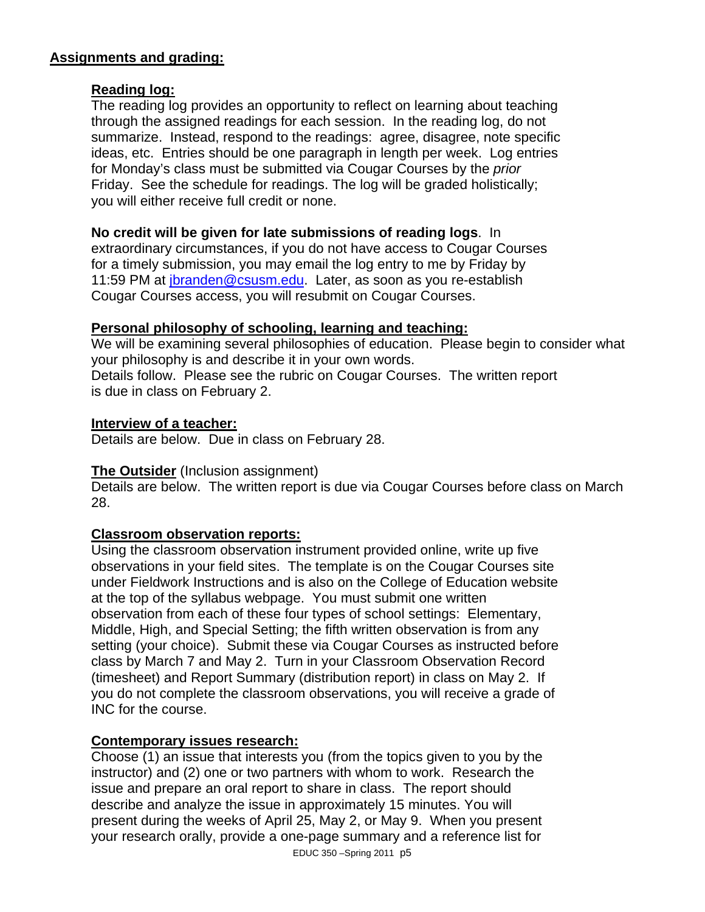## Assignments and grading:

### Reading log:

The reading log provides an opportunity to reflect on learning about teaching through the assigned readings for each session. In the reading log, do not summarize. Instead, respond to the readings: agree, disagree, note specific ideas, etc. Entries should be one paragraph in length per week. Log entries for Monday's class must be submitted via Cougar Courses by the *prior* Friday. See the schedule for readings. The log will be graded holistically; you will either receive full credit or none.

**No credit will be given for late submissions of reading logs**. In extraordinary circumstances, if you do not have access to Cougar Courses for a timely submission, you may email the log entry to me by Friday by 11:59 PM at jbranden@csusm.edu. Later, as soon as you re-establish Cougar Courses access, you will resubmit on Cougar Courses.

### Personal philosophy of schooling, learning and teaching:

We will be examining several philosophies of education. Please begin to consider what your philosophy is and describe it in your own words.
Details follow. Please see the rubric on Cougar Courses. The written report is due in class on February 2.

### Interview of a teacher:

Details are below. Due in class on February 28.

### The Outsider (Inclusion assignment)

Details are below. The written report is due via Cougar Courses before class on March 28.

### Classroom observation reports:

Using the classroom observation instrument provided online, write up five observations in your field sites. The template is on the Cougar Courses site under Fieldwork Instructions and is also on the College of Education website at the top of the syllabus webpage. You must submit one written observation from each of these four types of school settings: Elementary, Middle, High, and Special Setting; the fifth written observation is from any setting (your choice). Submit these via Cougar Courses as instructed before class by March 7 and May 2. Turn in your Classroom Observation Record (timesheet) and Report Summary (distribution report) in class on May 2. If you do not complete the classroom observations, you will receive a grade of INC for the course.

### Contemporary issues research:

Choose (1) an issue that interests you (from the topics given to you by the instructor) and (2) one or two partners with whom to work. Research the issue and prepare an oral report to share in class. The report should describe and analyze the issue in approximately 15 minutes. You will present during the weeks of April 25, May 2, or May 9. When you present your research orally, provide a one-page summary and a reference list for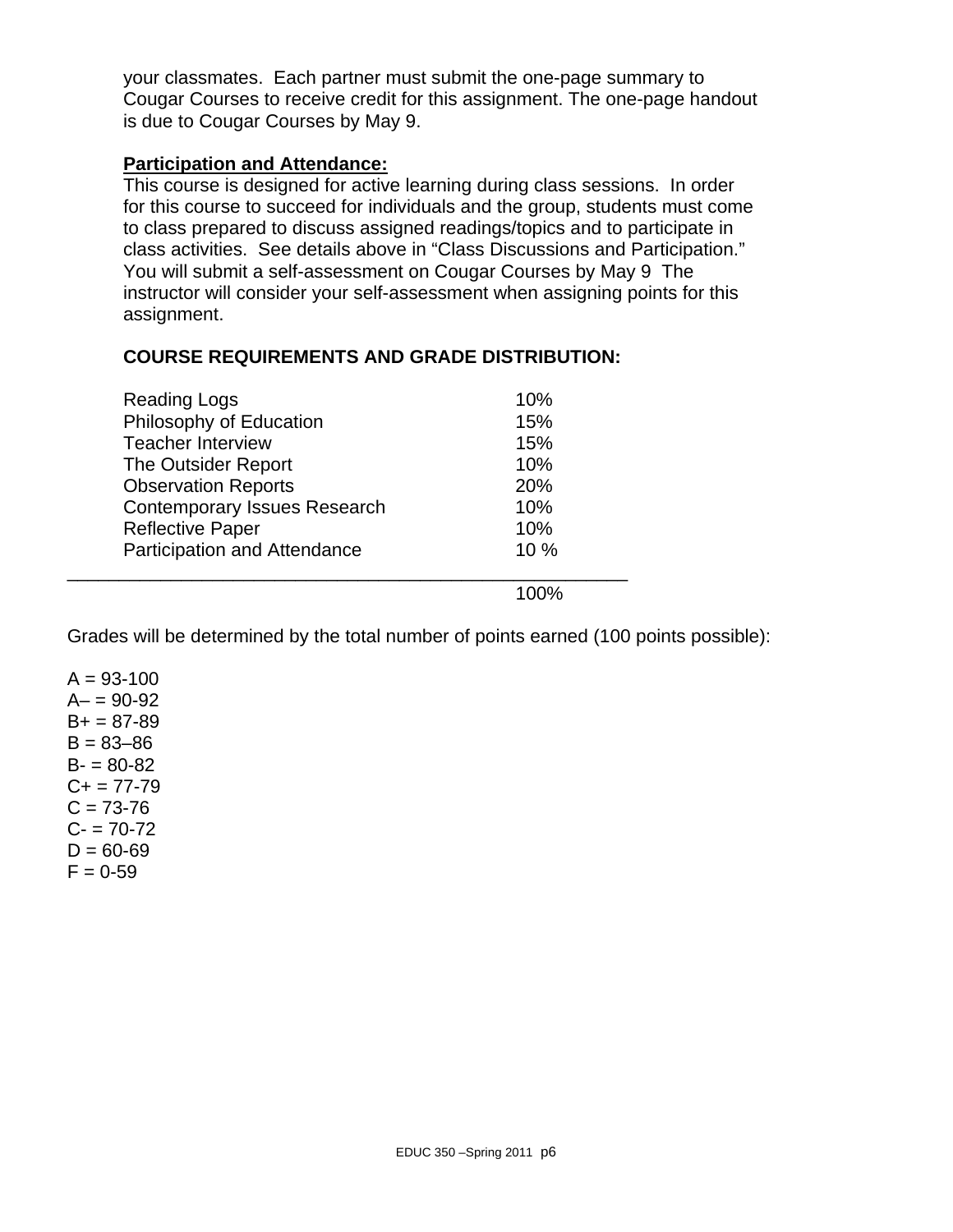your classmates. Each partner must submit the one-page summary to Cougar Courses to receive credit for this assignment. The one-page handout is due to Cougar Courses by May 9.

**Participation and Attendance:**

This course is designed for active learning during class sessions. In order for this course to succeed for individuals and the group, students must come to class prepared to discuss assigned readings/topics and to participate in class activities. See details above in "Class Discussions and Participation." You will submit a self-assessment on Cougar Courses by May 9 The instructor will consider your self-assessment when assigning points for this assignment.

**COURSE REQUIREMENTS AND GRADE DISTRIBUTION:**

| | |
|---|---|
| Reading Logs | 10% |
| Philosophy of Education | 15% |
| Teacher Interview | 15% |
| The Outsider Report | 10% |
| Observation Reports | 20% |
| Contemporary Issues Research | 10% |
| Reflective Paper | 10% |
| Participation and Attendance | 10 % |
| | 100% |

Grades will be determined by the total number of points earned (100 points possible):

A = 93-100
A– = 90-92
B+ = 87-89
B = 83–86
B- = 80-82
C+ = 77-79
C = 73-76
C- = 70-72
D = 60-69
F = 0-59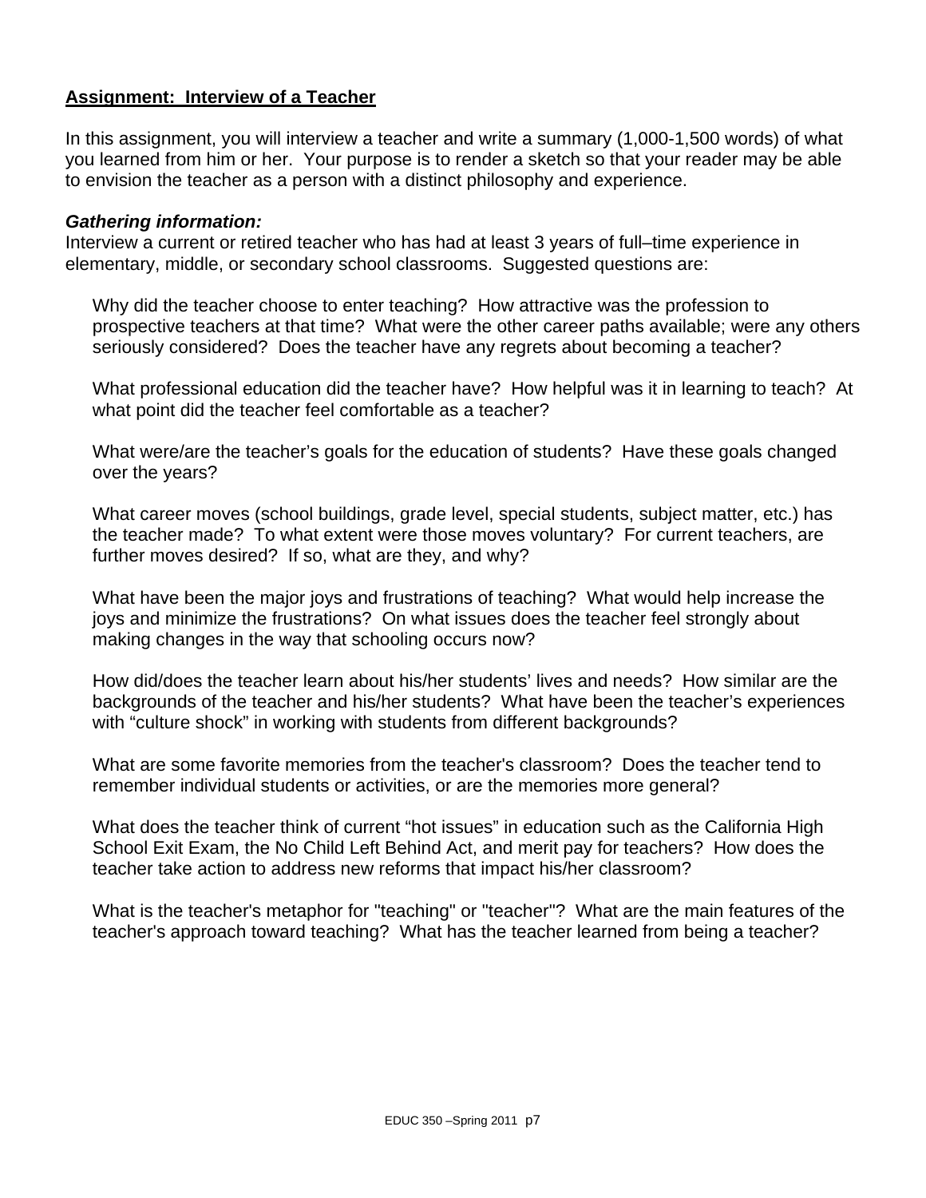**Assignment: Interview of a Teacher**

In this assignment, you will interview a teacher and write a summary (1,000-1,500 words) of what you learned from him or her. Your purpose is to render a sketch so that your reader may be able to envision the teacher as a person with a distinct philosophy and experience.

***Gathering information:***
Interview a current or retired teacher who has had at least 3 years of full–time experience in elementary, middle, or secondary school classrooms. Suggested questions are:

Why did the teacher choose to enter teaching? How attractive was the profession to prospective teachers at that time? What were the other career paths available; were any others seriously considered? Does the teacher have any regrets about becoming a teacher?

What professional education did the teacher have? How helpful was it in learning to teach? At what point did the teacher feel comfortable as a teacher?

What were/are the teacher's goals for the education of students? Have these goals changed over the years?

What career moves (school buildings, grade level, special students, subject matter, etc.) has the teacher made? To what extent were those moves voluntary? For current teachers, are further moves desired? If so, what are they, and why?

What have been the major joys and frustrations of teaching? What would help increase the joys and minimize the frustrations? On what issues does the teacher feel strongly about making changes in the way that schooling occurs now?

How did/does the teacher learn about his/her students' lives and needs? How similar are the backgrounds of the teacher and his/her students? What have been the teacher's experiences with "culture shock" in working with students from different backgrounds?

What are some favorite memories from the teacher's classroom? Does the teacher tend to remember individual students or activities, or are the memories more general?

What does the teacher think of current "hot issues" in education such as the California High School Exit Exam, the No Child Left Behind Act, and merit pay for teachers? How does the teacher take action to address new reforms that impact his/her classroom?

What is the teacher's metaphor for "teaching" or "teacher"? What are the main features of the teacher's approach toward teaching? What has the teacher learned from being a teacher?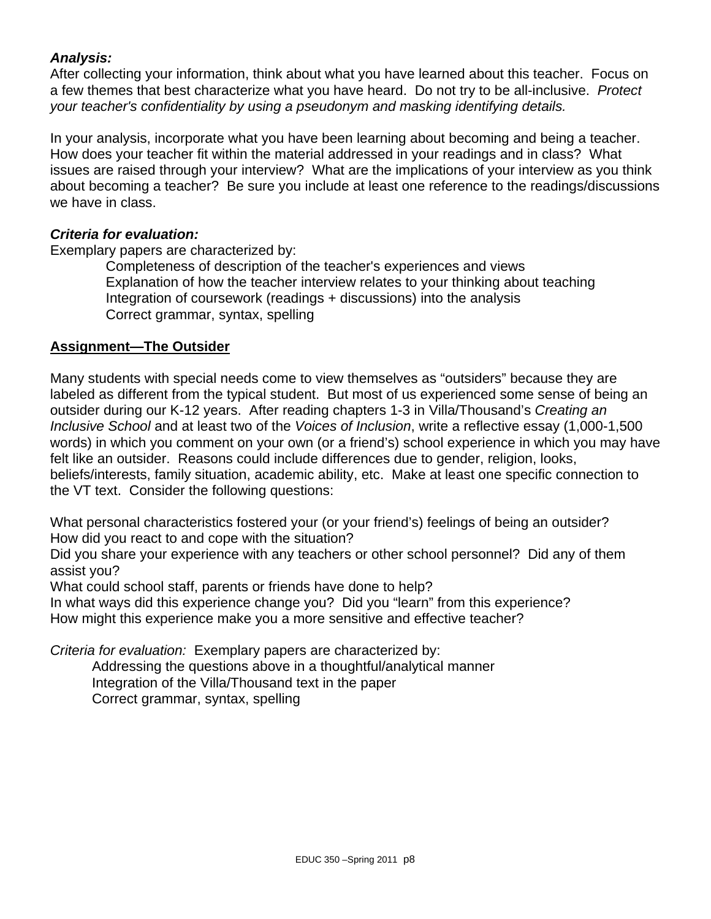***Analysis:***
After collecting your information, think about what you have learned about this teacher. Focus on a few themes that best characterize what you have heard. Do not try to be all-inclusive. *Protect your teacher's confidentiality by using a pseudonym and masking identifying details.*

In your analysis, incorporate what you have been learning about becoming and being a teacher. How does your teacher fit within the material addressed in your readings and in class? What issues are raised through your interview? What are the implications of your interview as you think about becoming a teacher? Be sure you include at least one reference to the readings/discussions we have in class.

***Criteria for evaluation:***
Exemplary papers are characterized by:

- Completeness of description of the teacher's experiences and views
- Explanation of how the teacher interview relates to your thinking about teaching
- Integration of coursework (readings + discussions) into the analysis
- Correct grammar, syntax, spelling

## Assignment—The Outsider

Many students with special needs come to view themselves as "outsiders" because they are labeled as different from the typical student. But most of us experienced some sense of being an outsider during our K-12 years. After reading chapters 1-3 in Villa/Thousand's *Creating an Inclusive School* and at least two of the *Voices of Inclusion*, write a reflective essay (1,000-1,500 words) in which you comment on your own (or a friend's) school experience in which you may have felt like an outsider. Reasons could include differences due to gender, religion, looks, beliefs/interests, family situation, academic ability, etc. Make at least one specific connection to the VT text. Consider the following questions:

What personal characteristics fostered your (or your friend's) feelings of being an outsider?
How did you react to and cope with the situation?
Did you share your experience with any teachers or other school personnel? Did any of them assist you?
What could school staff, parents or friends have done to help?
In what ways did this experience change you? Did you "learn" from this experience?
How might this experience make you a more sensitive and effective teacher?

*Criteria for evaluation:* Exemplary papers are characterized by:

- Addressing the questions above in a thoughtful/analytical manner
- Integration of the Villa/Thousand text in the paper
- Correct grammar, syntax, spelling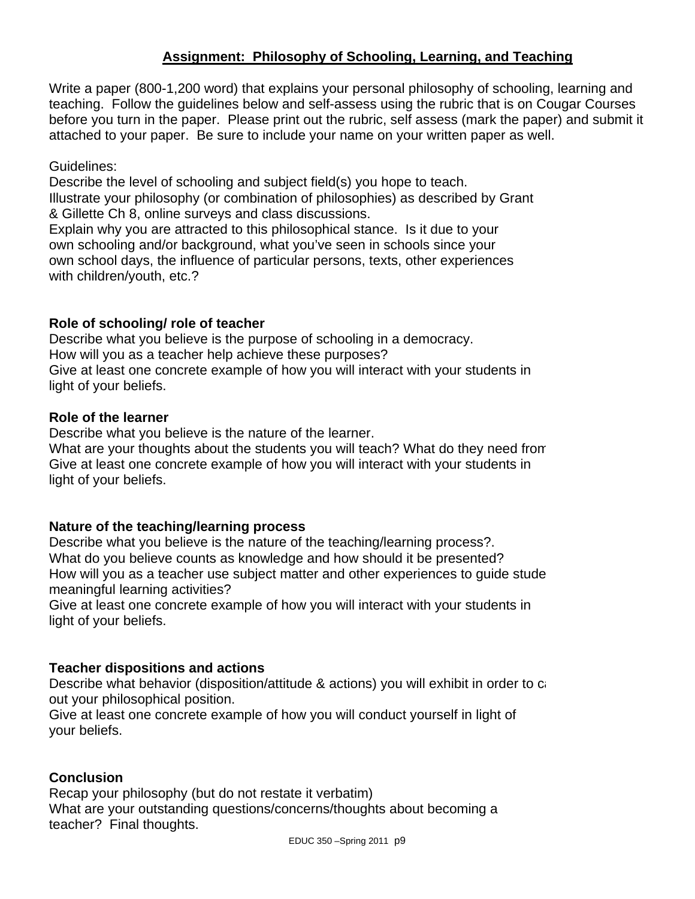## Assignment: Philosophy of Schooling, Learning, and Teaching

Write a paper (800-1,200 word) that explains your personal philosophy of schooling, learning and teaching. Follow the guidelines below and self-assess using the rubric that is on Cougar Courses before you turn in the paper. Please print out the rubric, self assess (mark the paper) and submit it attached to your paper. Be sure to include your name on your written paper as well.

Guidelines:
Describe the level of schooling and subject field(s) you hope to teach.
Illustrate your philosophy (or combination of philosophies) as described by Grant & Gillette Ch 8, online surveys and class discussions.
Explain why you are attracted to this philosophical stance. Is it due to your own schooling and/or background, what you've seen in schools since your own school days, the influence of particular persons, texts, other experiences with children/youth, etc.?

**Role of schooling/ role of teacher**
Describe what you believe is the purpose of schooling in a democracy.
How will you as a teacher help achieve these purposes?
Give at least one concrete example of how you will interact with your students in light of your beliefs.

**Role of the learner**
Describe what you believe is the nature of the learner.
What are your thoughts about the students you will teach? What do they need from
Give at least one concrete example of how you will interact with your students in light of your beliefs.

**Nature of the teaching/learning process**
Describe what you believe is the nature of the teaching/learning process?.
What do you believe counts as knowledge and how should it be presented?
How will you as a teacher use subject matter and other experiences to guide stude meaningful learning activities?
Give at least one concrete example of how you will interact with your students in light of your beliefs.

**Teacher dispositions and actions**
Describe what behavior (disposition/attitude & actions) you will exhibit in order to ca out your philosophical position.
Give at least one concrete example of how you will conduct yourself in light of your beliefs.

**Conclusion**
Recap your philosophy (but do not restate it verbatim)
What are your outstanding questions/concerns/thoughts about becoming a teacher? Final thoughts.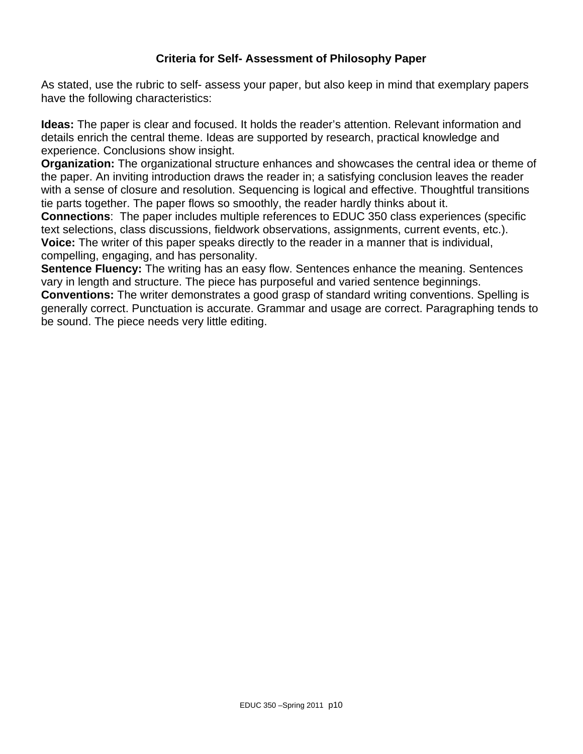## Criteria for Self- Assessment of Philosophy Paper

As stated, use the rubric to self- assess your paper, but also keep in mind that exemplary papers have the following characteristics:

**Ideas:** The paper is clear and focused. It holds the reader's attention. Relevant information and details enrich the central theme. Ideas are supported by research, practical knowledge and experience. Conclusions show insight.

**Organization:** The organizational structure enhances and showcases the central idea or theme of the paper. An inviting introduction draws the reader in; a satisfying conclusion leaves the reader with a sense of closure and resolution. Sequencing is logical and effective. Thoughtful transitions tie parts together. The paper flows so smoothly, the reader hardly thinks about it.

**Connections**: The paper includes multiple references to EDUC 350 class experiences (specific text selections, class discussions, fieldwork observations, assignments, current events, etc.).

**Voice:** The writer of this paper speaks directly to the reader in a manner that is individual, compelling, engaging, and has personality.

**Sentence Fluency:** The writing has an easy flow. Sentences enhance the meaning. Sentences vary in length and structure. The piece has purposeful and varied sentence beginnings.

**Conventions:** The writer demonstrates a good grasp of standard writing conventions. Spelling is generally correct. Punctuation is accurate. Grammar and usage are correct. Paragraphing tends to be sound. The piece needs very little editing.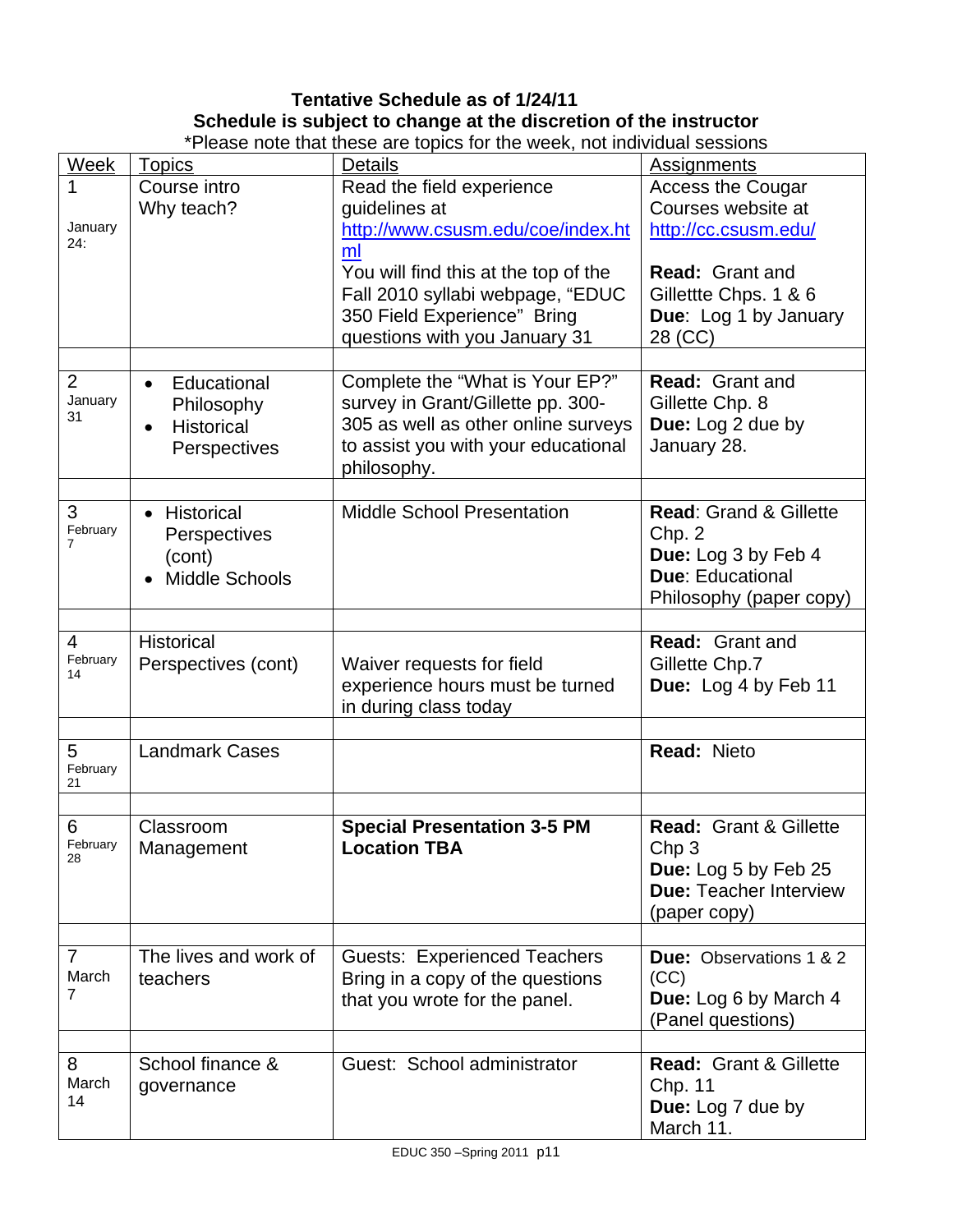**Tentative Schedule as of 1/24/11**
**Schedule is subject to change at the discretion of the instructor**
*Please note that these are topics for the week, not individual sessions

| Week | Topics | Details | Assignments |
|---|---|---|---|
| 1<br>January 24: | Course intro<br>Why teach? | Read the field experience guidelines at http://www.csusm.edu/coe/index.html<br>You will find this at the top of the Fall 2010 syllabi webpage, "EDUC 350 Field Experience" Bring questions with you January 31 | Access the Cougar Courses website at http://cc.csusm.edu/<br><br>**Read:** Grant and Gillettte Chps. 1 & 6<br>**Due**: Log 1 by January 28 (CC) |
| 2<br>January 31 | • Educational Philosophy<br>• Historical Perspectives | Complete the "What is Your EP?" survey in Grant/Gillette pp. 300-305 as well as other online surveys to assist you with your educational philosophy. | **Read:** Grant and Gillette Chp. 8<br>**Due:** Log 2 due by January 28. |
| 3<br>February 7 | • Historical Perspectives (cont)<br>• Middle Schools | Middle School Presentation | **Read**: Grand & Gillette Chp. 2<br>**Due:** Log 3 by Feb 4<br>**Due**: Educational Philosophy (paper copy) |
| 4<br>February 14 | Historical Perspectives (cont) | Waiver requests for field experience hours must be turned in during class today | **Read:** Grant and Gillette Chp.7<br>**Due:** Log 4 by Feb 11 |
| 5<br>February 21 | Landmark Cases | | **Read:** Nieto |
| 6<br>February 28 | Classroom Management | **Special Presentation 3-5 PM Location TBA** | **Read:** Grant & Gillette Chp 3<br>**Due:** Log 5 by Feb 25<br>**Due:** Teacher Interview (paper copy) |
| 7<br>March 7 | The lives and work of teachers | Guests: Experienced Teachers Bring in a copy of the questions that you wrote for the panel. | **Due:** Observations 1 & 2 (CC)<br>**Due:** Log 6 by March 4 (Panel questions) |
| 8<br>March 14 | School finance & governance | Guest: School administrator | **Read:** Grant & Gillette Chp. 11<br>**Due:** Log 7 due by March 11. |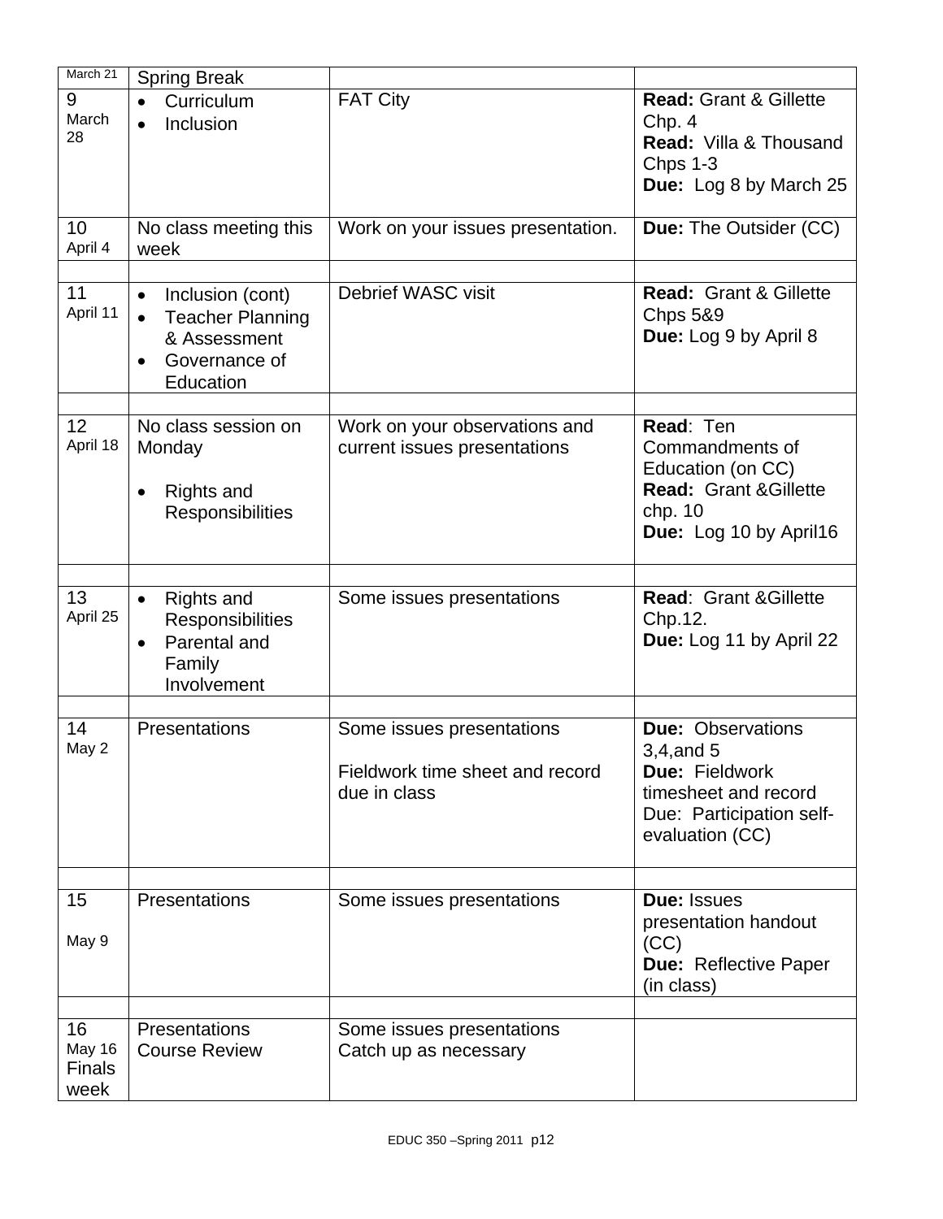| | | | |
|---|---|---|---|
| March 21 | Spring Break | | |
| 9 March 28 | • Curriculum<br>• Inclusion | FAT City | **Read:** Grant & Gillette Chp. 4<br>**Read:** Villa & Thousand Chps 1-3<br>**Due:** Log 8 by March 25 |
| 10 April 4 | No class meeting this week | Work on your issues presentation. | **Due:** The Outsider (CC) |
| | | | |
| 11 April 11 | • Inclusion (cont)<br>• Teacher Planning & Assessment<br>• Governance of Education | Debrief WASC visit | **Read:** Grant & Gillette Chps 5&9<br>**Due:** Log 9 by April 8 |
| | | | |
| 12 April 18 | No class session on Monday<br><br>• Rights and Responsibilities | Work on your observations and current issues presentations | **Read**: Ten Commandments of Education (on CC)<br>**Read:** Grant &Gillette chp. 10<br>**Due:** Log 10 by April16 |
| | | | |
| 13 April 25 | • Rights and Responsibilities<br>• Parental and Family Involvement | Some issues presentations | **Read**: Grant &Gillette Chp.12.<br>**Due:** Log 11 by April 22 |
| | | | |
| 14 May 2 | Presentations | Some issues presentations<br><br>Fieldwork time sheet and record due in class | **Due:** Observations 3,4,and 5<br>**Due:** Fieldwork timesheet and record<br>Due: Participation self-evaluation (CC) |
| | | | |
| 15 May 9 | Presentations | Some issues presentations | **Due:** Issues presentation handout (CC)<br>**Due:** Reflective Paper (in class) |
| | | | |
| 16 May 16 Finals week | Presentations<br>Course Review | Some issues presentations<br>Catch up as necessary | |